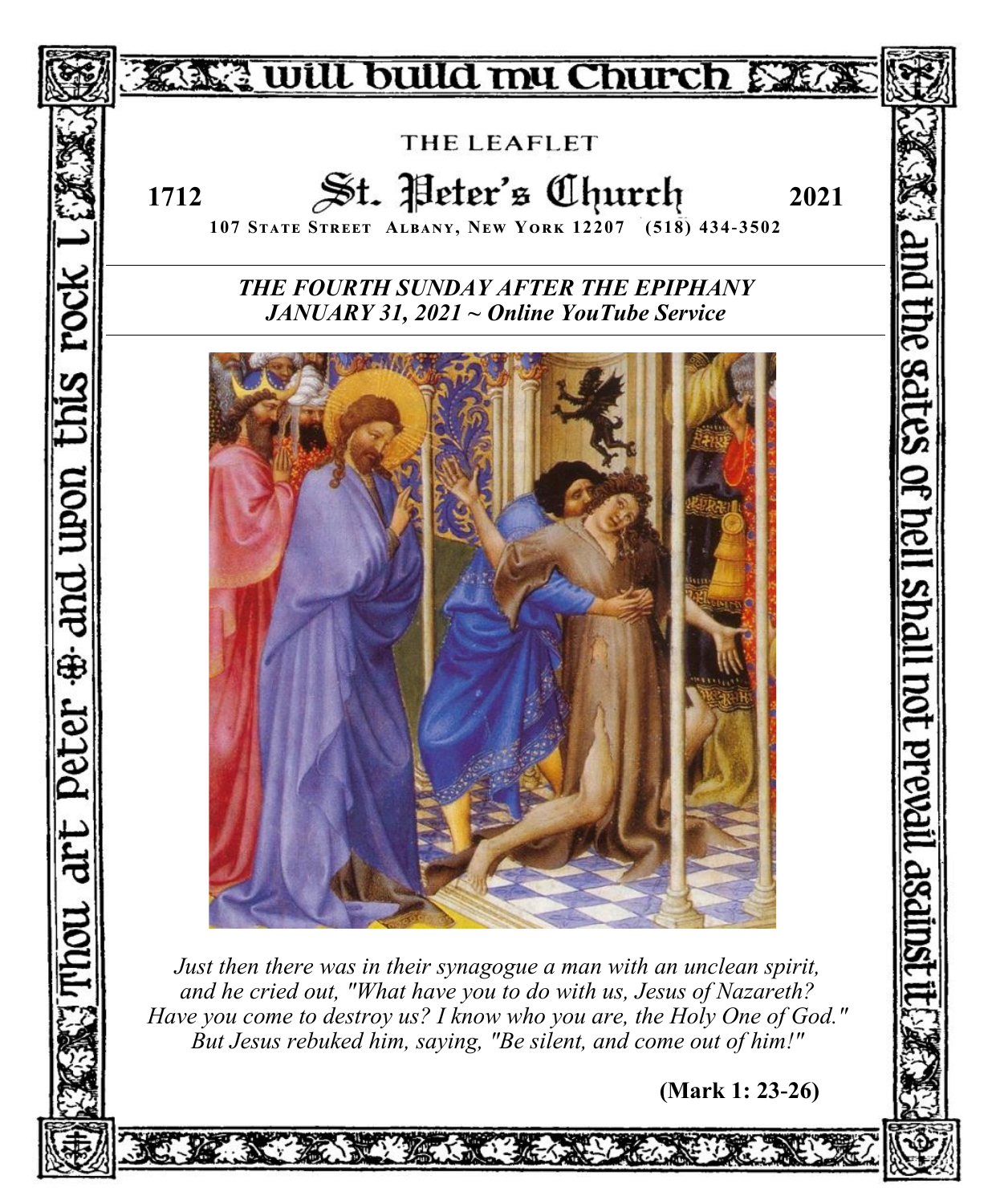will build my Church

THE LEAFLET

# 1712 St. Peter's Church 2021

**107 STATE STREET ALBANY, NEW YORK 12207 (518) 434-3502**

***THE FOURTH SUNDAY AFTER THE EPIPHANY***
***JANUARY 31, 2021 ~ Online YouTube Service***

*Just then there was in their synagogue a man with an unclean spirit, and he cried out, "What have you to do with us, Jesus of Nazareth? Have you come to destroy us? I know who you are, the Holy One of God." But Jesus rebuked him, saying, "Be silent, and come out of him!"*

**(Mark 1: 23-26)**

Thou art Peter ✠ and upon this rock I ... and the gates of hell shall not prevail against it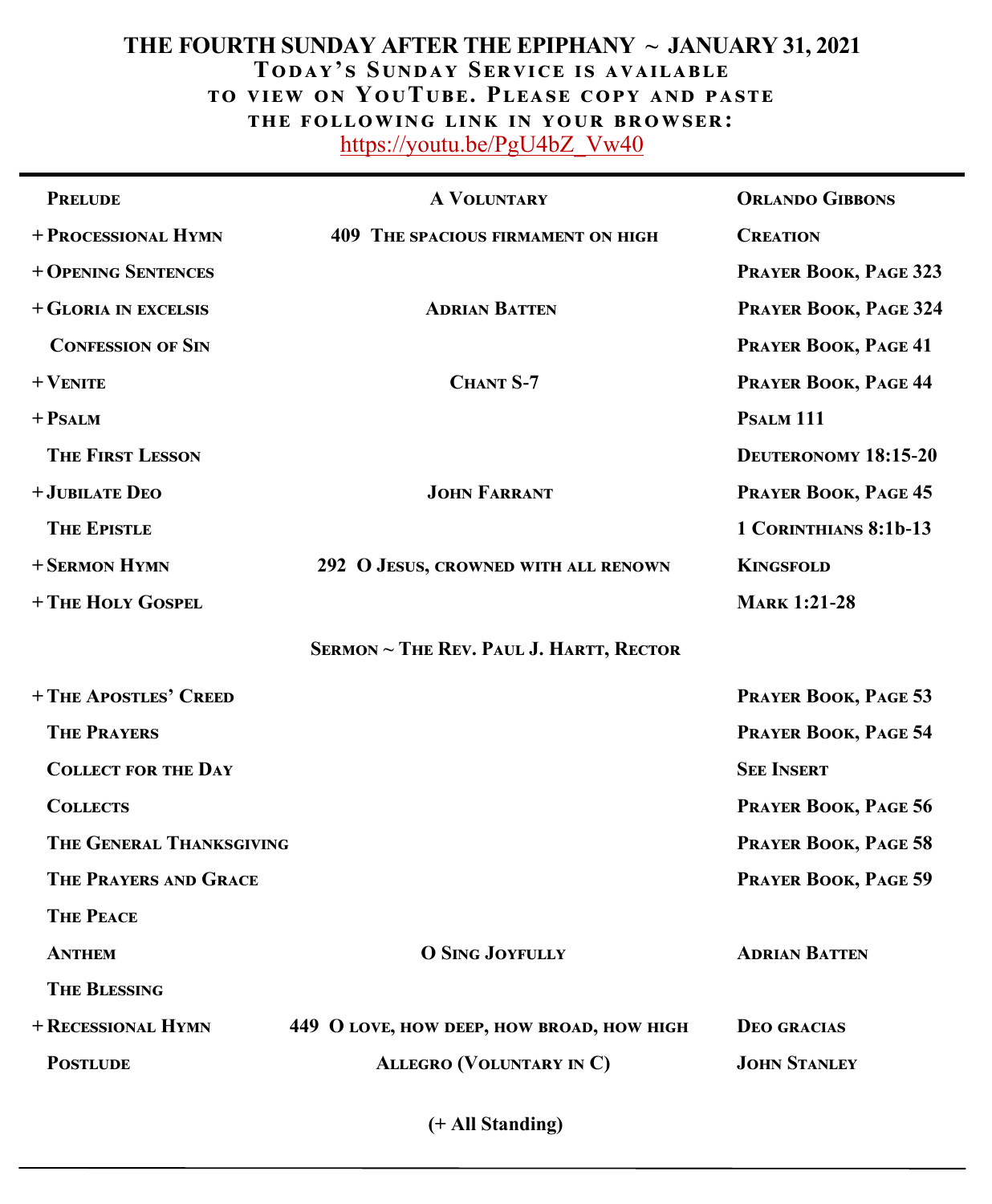# THE FOURTH SUNDAY AFTER THE EPIPHANY ~ JANUARY 31, 2021

**Today's Sunday Service is available to view on YouTube. Please copy and paste the following link in your browser:**

https://youtu.be/PgU4bZ_Vw40

| | | |
|---|---|---|
| **Prelude** | **A Voluntary** | **Orlando Gibbons** |
| **+ Processional Hymn** | **409 The spacious firmament on high** | **Creation** |
| **+ Opening Sentences** | | **Prayer Book, Page 323** |
| **+ Gloria in excelsis** | **Adrian Batten** | **Prayer Book, Page 324** |
| **Confession of Sin** | | **Prayer Book, Page 41** |
| **+ Venite** | **Chant S-7** | **Prayer Book, Page 44** |
| **+ Psalm** | | **Psalm 111** |
| **The First Lesson** | | **Deuteronomy 18:15-20** |
| **+ Jubilate Deo** | **John Farrant** | **Prayer Book, Page 45** |
| **The Epistle** | | **1 Corinthians 8:1b-13** |
| **+ Sermon Hymn** | **292 O Jesus, crowned with all renown** | **Kingsfold** |
| **+ The Holy Gospel** | | **Mark 1:21-28** |
| | **Sermon ~ The Rev. Paul J. Hartt, Rector** | |
| **+ The Apostles' Creed** | | **Prayer Book, Page 53** |
| **The Prayers** | | **Prayer Book, Page 54** |
| **Collect for the Day** | | **See Insert** |
| **Collects** | | **Prayer Book, Page 56** |
| **The General Thanksgiving** | | **Prayer Book, Page 58** |
| **The Prayers and Grace** | | **Prayer Book, Page 59** |
| **The Peace** | | |
| **Anthem** | **O Sing Joyfully** | **Adrian Batten** |
| **The Blessing** | | |
| **+ Recessional Hymn** | **449 O love, how deep, how broad, how high** | **Deo gracias** |
| **Postlude** | **Allegro (Voluntary in C)** | **John Stanley** |

**(+ All Standing)**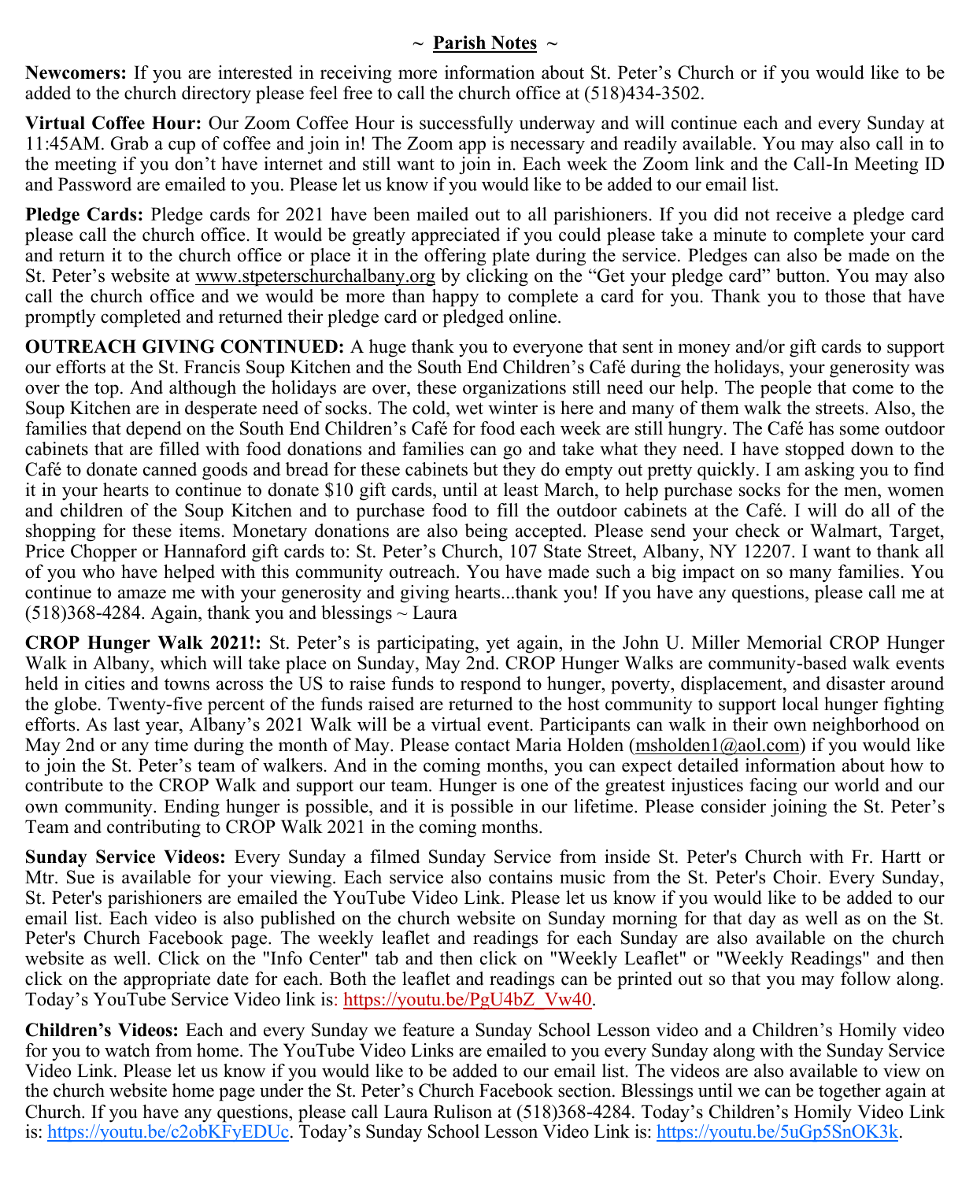## ~ Parish Notes ~

**Newcomers:** If you are interested in receiving more information about St. Peter's Church or if you would like to be added to the church directory please feel free to call the church office at (518)434-3502.

**Virtual Coffee Hour:** Our Zoom Coffee Hour is successfully underway and will continue each and every Sunday at 11:45AM. Grab a cup of coffee and join in! The Zoom app is necessary and readily available. You may also call in to the meeting if you don't have internet and still want to join in. Each week the Zoom link and the Call-In Meeting ID and Password are emailed to you. Please let us know if you would like to be added to our email list.

**Pledge Cards:** Pledge cards for 2021 have been mailed out to all parishioners. If you did not receive a pledge card please call the church office. It would be greatly appreciated if you could please take a minute to complete your card and return it to the church office or place it in the offering plate during the service. Pledges can also be made on the St. Peter's website at www.stpeterschurchalbany.org by clicking on the "Get your pledge card" button. You may also call the church office and we would be more than happy to complete a card for you. Thank you to those that have promptly completed and returned their pledge card or pledged online.

**OUTREACH GIVING CONTINUED:** A huge thank you to everyone that sent in money and/or gift cards to support our efforts at the St. Francis Soup Kitchen and the South End Children's Café during the holidays, your generosity was over the top. And although the holidays are over, these organizations still need our help. The people that come to the Soup Kitchen are in desperate need of socks. The cold, wet winter is here and many of them walk the streets. Also, the families that depend on the South End Children's Café for food each week are still hungry. The Café has some outdoor cabinets that are filled with food donations and families can go and take what they need. I have stopped down to the Café to donate canned goods and bread for these cabinets but they do empty out pretty quickly. I am asking you to find it in your hearts to continue to donate $10 gift cards, until at least March, to help purchase socks for the men, women and children of the Soup Kitchen and to purchase food to fill the outdoor cabinets at the Café. I will do all of the shopping for these items. Monetary donations are also being accepted. Please send your check or Walmart, Target, Price Chopper or Hannaford gift cards to: St. Peter's Church, 107 State Street, Albany, NY 12207. I want to thank all of you who have helped with this community outreach. You have made such a big impact on so many families. You continue to amaze me with your generosity and giving hearts...thank you! If you have any questions, please call me at (518)368-4284. Again, thank you and blessings ~ Laura

**CROP Hunger Walk 2021!:** St. Peter's is participating, yet again, in the John U. Miller Memorial CROP Hunger Walk in Albany, which will take place on Sunday, May 2nd. CROP Hunger Walks are community-based walk events held in cities and towns across the US to raise funds to respond to hunger, poverty, displacement, and disaster around the globe. Twenty-five percent of the funds raised are returned to the host community to support local hunger fighting efforts. As last year, Albany's 2021 Walk will be a virtual event. Participants can walk in their own neighborhood on May 2nd or any time during the month of May. Please contact Maria Holden (msholden1@aol.com) if you would like to join the St. Peter's team of walkers. And in the coming months, you can expect detailed information about how to contribute to the CROP Walk and support our team. Hunger is one of the greatest injustices facing our world and our own community. Ending hunger is possible, and it is possible in our lifetime. Please consider joining the St. Peter's Team and contributing to CROP Walk 2021 in the coming months.

**Sunday Service Videos:** Every Sunday a filmed Sunday Service from inside St. Peter's Church with Fr. Hartt or Mtr. Sue is available for your viewing. Each service also contains music from the St. Peter's Choir. Every Sunday, St. Peter's parishioners are emailed the YouTube Video Link. Please let us know if you would like to be added to our email list. Each video is also published on the church website on Sunday morning for that day as well as on the St. Peter's Church Facebook page. The weekly leaflet and readings for each Sunday are also available on the church website as well. Click on the "Info Center" tab and then click on "Weekly Leaflet" or "Weekly Readings" and then click on the appropriate date for each. Both the leaflet and readings can be printed out so that you may follow along. Today's YouTube Service Video link is: https://youtu.be/PgU4bZ_Vw40.

**Children's Videos:** Each and every Sunday we feature a Sunday School Lesson video and a Children's Homily video for you to watch from home. The YouTube Video Links are emailed to you every Sunday along with the Sunday Service Video Link. Please let us know if you would like to be added to our email list. The videos are also available to view on the church website home page under the St. Peter's Church Facebook section. Blessings until we can be together again at Church. If you have any questions, please call Laura Rulison at (518)368-4284. Today's Children's Homily Video Link is: https://youtu.be/c2obKFyEDUc. Today's Sunday School Lesson Video Link is: https://youtu.be/5uGp5SnOK3k.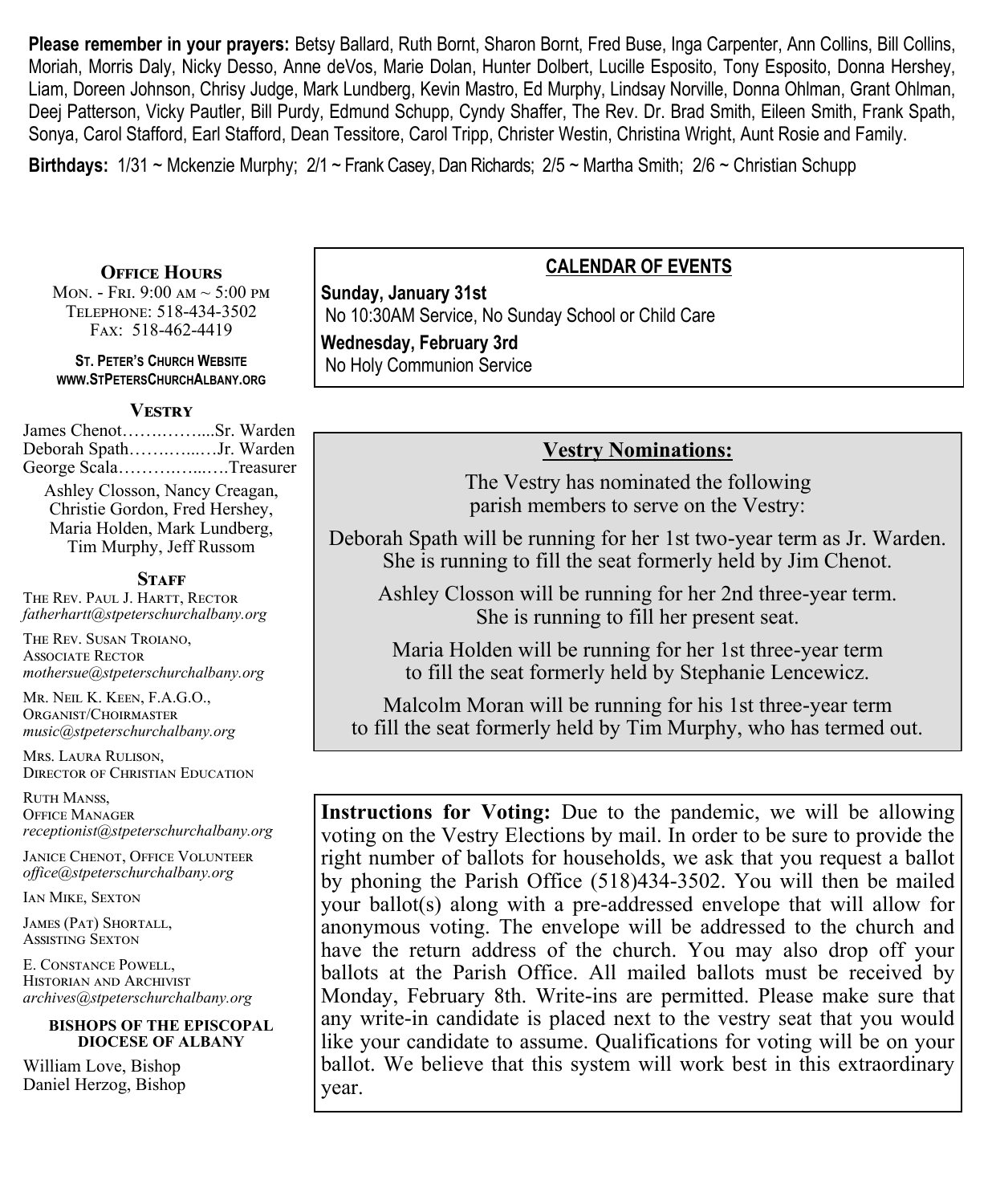**Please remember in your prayers:** Betsy Ballard, Ruth Bornt, Sharon Bornt, Fred Buse, Inga Carpenter, Ann Collins, Bill Collins, Moriah, Morris Daly, Nicky Desso, Anne deVos, Marie Dolan, Hunter Dolbert, Lucille Esposito, Tony Esposito, Donna Hershey, Liam, Doreen Johnson, Chrisy Judge, Mark Lundberg, Kevin Mastro, Ed Murphy, Lindsay Norville, Donna Ohlman, Grant Ohlman, Deej Patterson, Vicky Pautler, Bill Purdy, Edmund Schupp, Cyndy Shaffer, The Rev. Dr. Brad Smith, Eileen Smith, Frank Spath, Sonya, Carol Stafford, Earl Stafford, Dean Tessitore, Carol Tripp, Christer Westin, Christina Wright, Aunt Rosie and Family.

**Birthdays:** 1/31 ~ Mckenzie Murphy; 2/1 ~ Frank Casey, Dan Richards; 2/5 ~ Martha Smith; 2/6 ~ Christian Schupp

## Office Hours

Mon. - Fri. 9:00 am ~ 5:00 pm
Telephone: 518-434-3502
Fax: 518-462-4419

**St. Peter's Church Website**
**www.StPetersChurchAlbany.org**

## Vestry

James Chenot……..……....Sr. Warden
Deborah Spath……..…...…Jr. Warden
George Scala…………...….Treasurer

Ashley Closson, Nancy Creagan, Christie Gordon, Fred Hershey, Maria Holden, Mark Lundberg, Tim Murphy, Jeff Russom

## Staff

The Rev. Paul J. Hartt, Rector
*fatherhartt@stpeterschurchalbany.org*

The Rev. Susan Troiano, Associate Rector
*mothersue@stpeterschurchalbany.org*

Mr. Neil K. Keen, F.A.G.O., Organist/Choirmaster
*music@stpeterschurchalbany.org*

Mrs. Laura Rulison, Director of Christian Education

Ruth Manss, Office Manager
*receptionist@stpeterschurchalbany.org*

Janice Chenot, Office Volunteer
*office@stpeterschurchalbany.org*

Ian Mike, Sexton

James (Pat) Shortall, Assisting Sexton

E. Constance Powell, Historian and Archivist
*archives@stpeterschurchalbany.org*

**Bishops of the Episcopal Diocese of Albany**

William Love, Bishop
Daniel Herzog, Bishop

## CALENDAR OF EVENTS

**Sunday, January 31st**
No 10:30AM Service, No Sunday School or Child Care

**Wednesday, February 3rd**
No Holy Communion Service

## Vestry Nominations:

The Vestry has nominated the following parish members to serve on the Vestry:

Deborah Spath will be running for her 1st two-year term as Jr. Warden. She is running to fill the seat formerly held by Jim Chenot.

Ashley Closson will be running for her 2nd three-year term. She is running to fill her present seat.

Maria Holden will be running for her 1st three-year term to fill the seat formerly held by Stephanie Lencewicz.

Malcolm Moran will be running for his 1st three-year term to fill the seat formerly held by Tim Murphy, who has termed out.

**Instructions for Voting:** Due to the pandemic, we will be allowing voting on the Vestry Elections by mail. In order to be sure to provide the right number of ballots for households, we ask that you request a ballot by phoning the Parish Office (518)434-3502. You will then be mailed your ballot(s) along with a pre-addressed envelope that will allow for anonymous voting. The envelope will be addressed to the church and have the return address of the church. You may also drop off your ballots at the Parish Office. All mailed ballots must be received by Monday, February 8th. Write-ins are permitted. Please make sure that any write-in candidate is placed next to the vestry seat that you would like your candidate to assume. Qualifications for voting will be on your ballot. We believe that this system will work best in this extraordinary year.